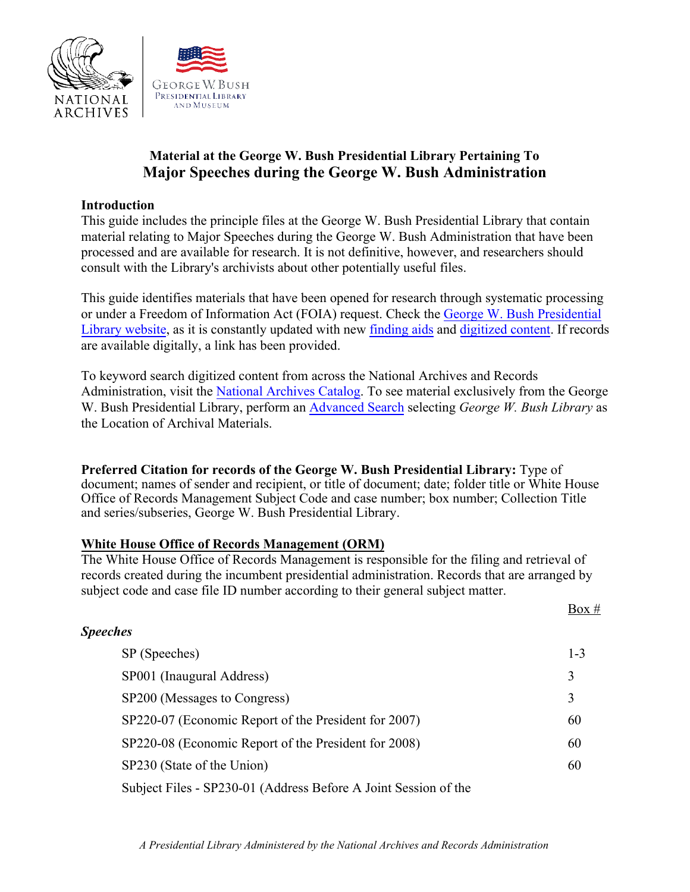# Material at the George W. Bush Presidential Library Pertaining To
# Major Speeches during the George W. Bush Administration

## Introduction

This guide includes the principle files at the George W. Bush Presidential Library that contain material relating to Major Speeches during the George W. Bush Administration that have been processed and are available for research. It is not definitive, however, and researchers should consult with the Library's archivists about other potentially useful files.

This guide identifies materials that have been opened for research through systematic processing or under a Freedom of Information Act (FOIA) request. Check the George W. Bush Presidential Library website, as it is constantly updated with new finding aids and digitized content. If records are available digitally, a link has been provided.

To keyword search digitized content from across the National Archives and Records Administration, visit the National Archives Catalog. To see material exclusively from the George W. Bush Presidential Library, perform an Advanced Search selecting *George W. Bush Library* as the Location of Archival Materials.

**Preferred Citation for records of the George W. Bush Presidential Library:** Type of document; names of sender and recipient, or title of document; date; folder title or White House Office of Records Management Subject Code and case number; box number; Collection Title and series/subseries, George W. Bush Presidential Library.

## White House Office of Records Management (ORM)

The White House Office of Records Management is responsible for the filing and retrieval of records created during the incumbent presidential administration. Records that are arranged by subject code and case file ID number according to their general subject matter.

| | Box # |
|---|---|
| ***Speeches*** | |
| SP (Speeches) | 1-3 |
| SP001 (Inaugural Address) | 3 |
| SP200 (Messages to Congress) | 3 |
| SP220-07 (Economic Report of the President for 2007) | 60 |
| SP220-08 (Economic Report of the President for 2008) | 60 |
| SP230 (State of the Union) | 60 |
| Subject Files - SP230-01 (Address Before A Joint Session of the | |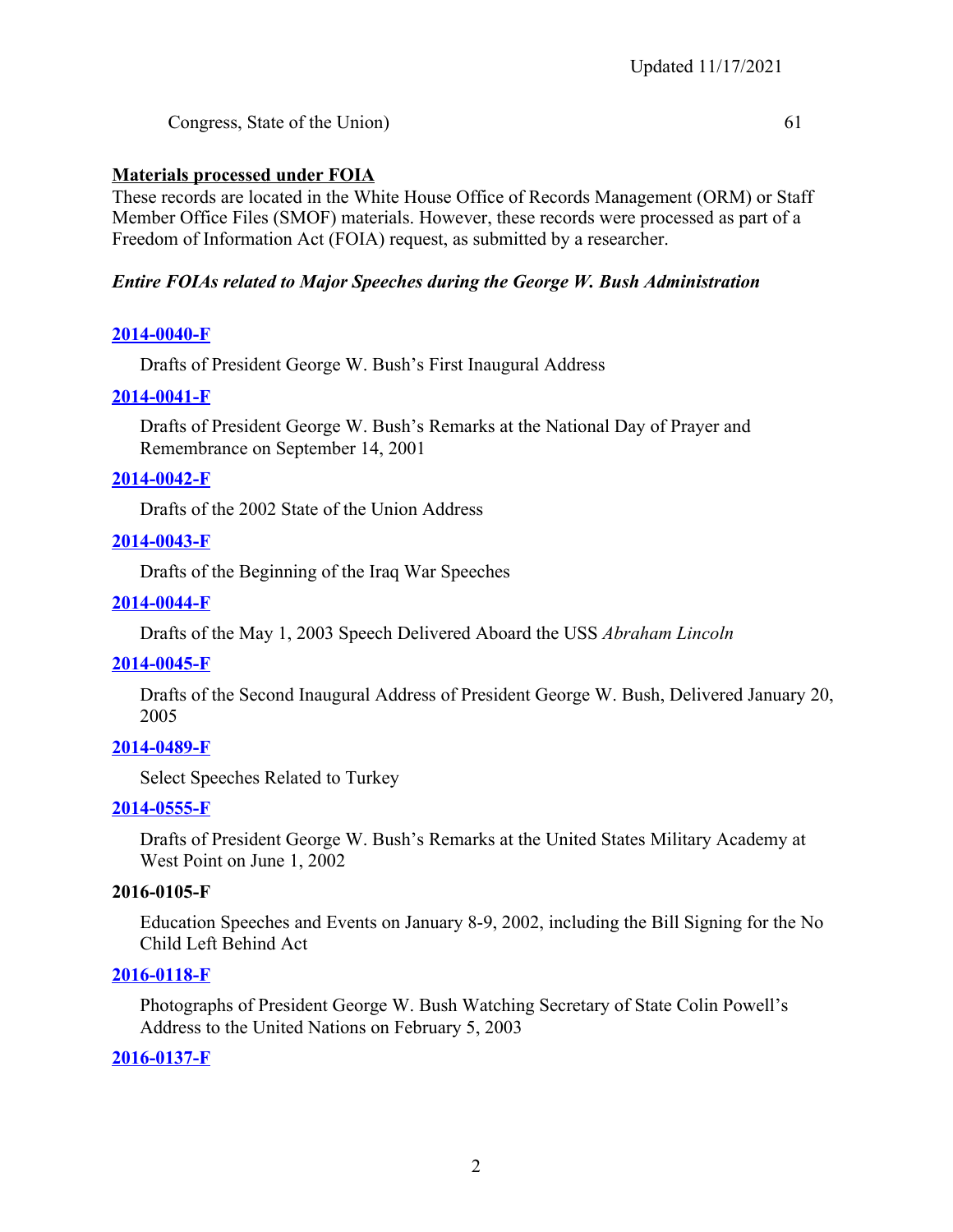Congress, State of the Union) 61

**Materials processed under FOIA**

These records are located in the White House Office of Records Management (ORM) or Staff Member Office Files (SMOF) materials. However, these records were processed as part of a Freedom of Information Act (FOIA) request, as submitted by a researcher.

***Entire FOIAs related to Major Speeches during the George W. Bush Administration***

**2014-0040-F**

Drafts of President George W. Bush's First Inaugural Address

**2014-0041-F**

Drafts of President George W. Bush's Remarks at the National Day of Prayer and Remembrance on September 14, 2001

**2014-0042-F**

Drafts of the 2002 State of the Union Address

**2014-0043-F**

Drafts of the Beginning of the Iraq War Speeches

**2014-0044-F**

Drafts of the May 1, 2003 Speech Delivered Aboard the USS *Abraham Lincoln*

**2014-0045-F**

Drafts of the Second Inaugural Address of President George W. Bush, Delivered January 20, 2005

**2014-0489-F**

Select Speeches Related to Turkey

**2014-0555-F**

Drafts of President George W. Bush's Remarks at the United States Military Academy at West Point on June 1, 2002

**2016-0105-F**

Education Speeches and Events on January 8-9, 2002, including the Bill Signing for the No Child Left Behind Act

**2016-0118-F**

Photographs of President George W. Bush Watching Secretary of State Colin Powell's Address to the United Nations on February 5, 2003

**2016-0137-F**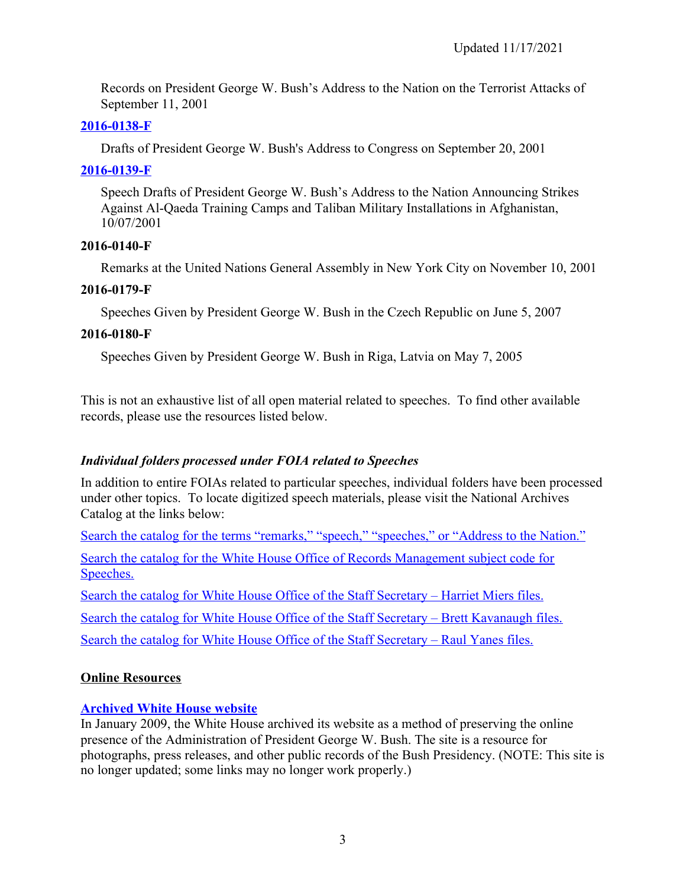Records on President George W. Bush's Address to the Nation on the Terrorist Attacks of September 11, 2001

**[2016-0138-F]**

Drafts of President George W. Bush's Address to Congress on September 20, 2001

**[2016-0139-F]**

Speech Drafts of President George W. Bush's Address to the Nation Announcing Strikes Against Al-Qaeda Training Camps and Taliban Military Installations in Afghanistan, 10/07/2001

**2016-0140-F**

Remarks at the United Nations General Assembly in New York City on November 10, 2001

**2016-0179-F**

Speeches Given by President George W. Bush in the Czech Republic on June 5, 2007

**2016-0180-F**

Speeches Given by President George W. Bush in Riga, Latvia on May 7, 2005

This is not an exhaustive list of all open material related to speeches. To find other available records, please use the resources listed below.

***Individual folders processed under FOIA related to Speeches***

In addition to entire FOIAs related to particular speeches, individual folders have been processed under other topics. To locate digitized speech materials, please visit the National Archives Catalog at the links below:

Search the catalog for the terms "remarks," "speech," "speeches," or "Address to the Nation."

Search the catalog for the White House Office of Records Management subject code for Speeches.

Search the catalog for White House Office of the Staff Secretary – Harriet Miers files.

Search the catalog for White House Office of the Staff Secretary – Brett Kavanaugh files.

Search the catalog for White House Office of the Staff Secretary – Raul Yanes files.

**Online Resources**

**Archived White House website**

In January 2009, the White House archived its website as a method of preserving the online presence of the Administration of President George W. Bush. The site is a resource for photographs, press releases, and other public records of the Bush Presidency. (NOTE: This site is no longer updated; some links may no longer work properly.)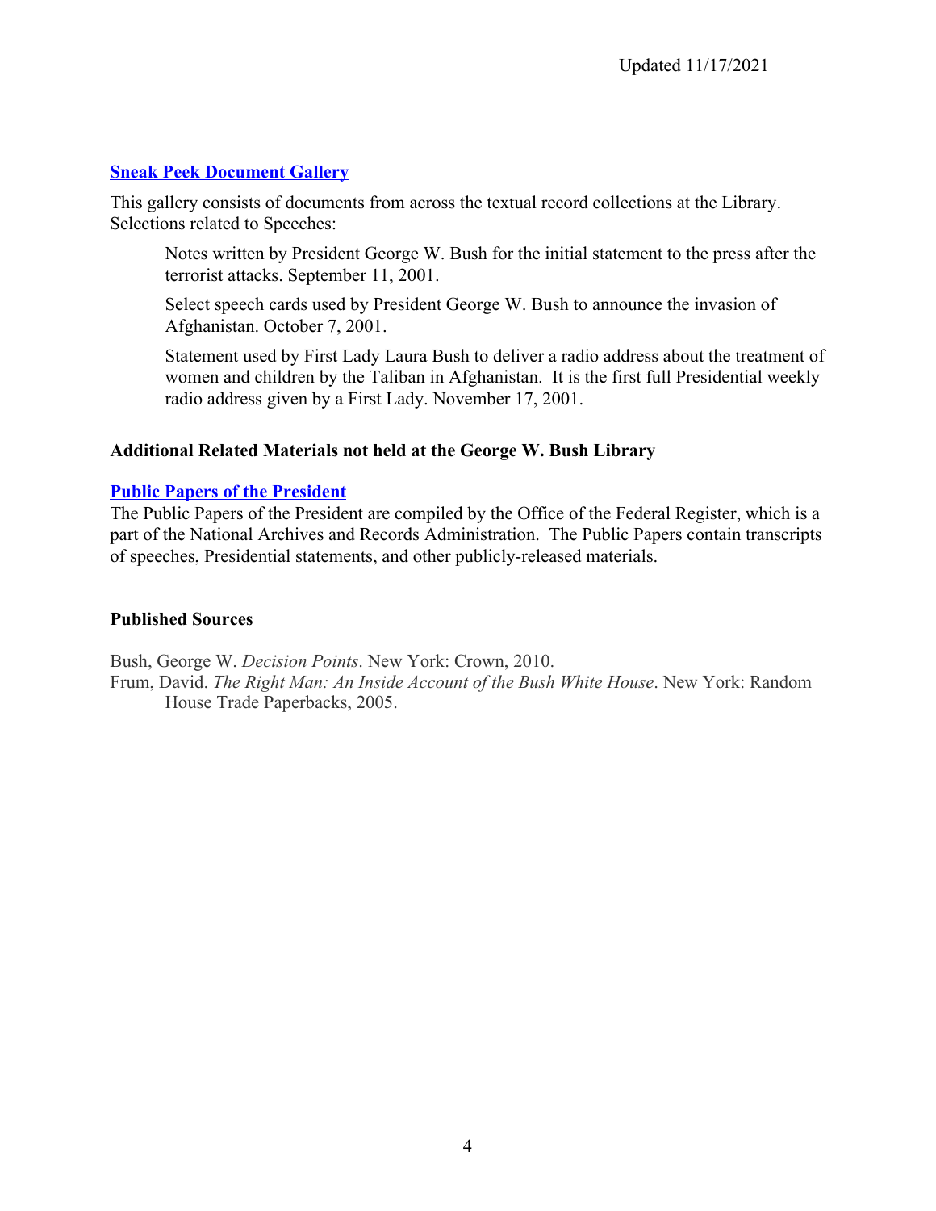**Sneak Peek Document Gallery**

This gallery consists of documents from across the textual record collections at the Library. Selections related to Speeches:

> Notes written by President George W. Bush for the initial statement to the press after the terrorist attacks. September 11, 2001.
>
> Select speech cards used by President George W. Bush to announce the invasion of Afghanistan. October 7, 2001.
>
> Statement used by First Lady Laura Bush to deliver a radio address about the treatment of women and children by the Taliban in Afghanistan. It is the first full Presidential weekly radio address given by a First Lady. November 17, 2001.

**Additional Related Materials not held at the George W. Bush Library**

**Public Papers of the President**

The Public Papers of the President are compiled by the Office of the Federal Register, which is a part of the National Archives and Records Administration. The Public Papers contain transcripts of speeches, Presidential statements, and other publicly-released materials.

**Published Sources**

Bush, George W. *Decision Points*. New York: Crown, 2010.

Frum, David. *The Right Man: An Inside Account of the Bush White House*. New York: Random House Trade Paperbacks, 2005.